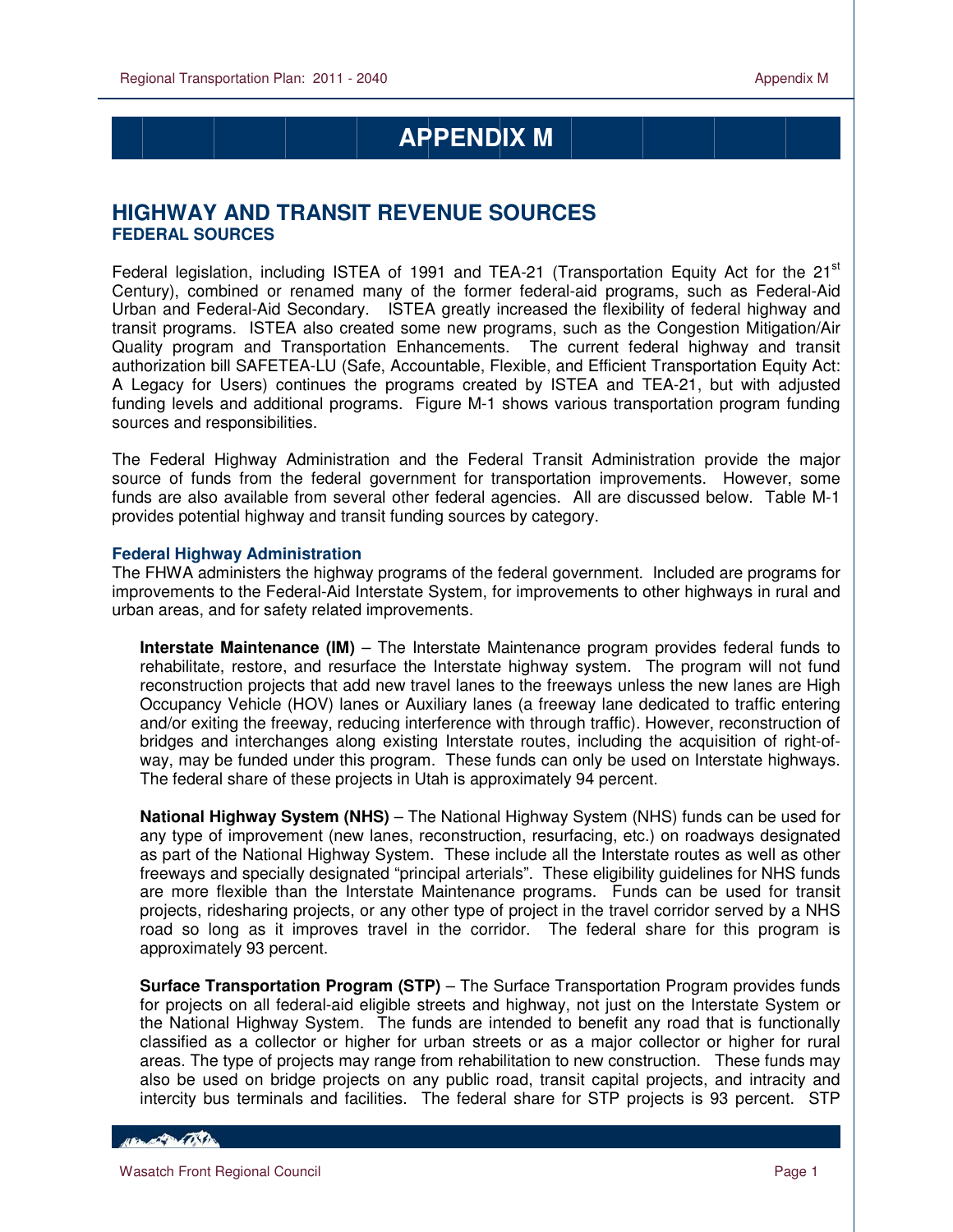# APPENDIX M

## HIGHWAY AND TRANSIT REVENUE SOURCES

### FEDERAL SOURCES

Federal legislation, including ISTEA of 1991 and TEA-21 (Transportation Equity Act for the 21st Century), combined or renamed many of the former federal-aid programs, such as Federal-Aid Urban and Federal-Aid Secondary. ISTEA greatly increased the flexibility of federal highway and transit programs. ISTEA also created some new programs, such as the Congestion Mitigation/Air Quality program and Transportation Enhancements. The current federal highway and transit authorization bill SAFETEA-LU (Safe, Accountable, Flexible, and Efficient Transportation Equity Act: A Legacy for Users) continues the programs created by ISTEA and TEA-21, but with adjusted funding levels and additional programs. Figure M-1 shows various transportation program funding sources and responsibilities.

The Federal Highway Administration and the Federal Transit Administration provide the major source of funds from the federal government for transportation improvements. However, some funds are also available from several other federal agencies. All are discussed below. Table M-1 provides potential highway and transit funding sources by category.

#### Federal Highway Administration

The FHWA administers the highway programs of the federal government. Included are programs for improvements to the Federal-Aid Interstate System, for improvements to other highways in rural and urban areas, and for safety related improvements.

**Interstate Maintenance (IM)** – The Interstate Maintenance program provides federal funds to rehabilitate, restore, and resurface the Interstate highway system. The program will not fund reconstruction projects that add new travel lanes to the freeways unless the new lanes are High Occupancy Vehicle (HOV) lanes or Auxiliary lanes (a freeway lane dedicated to traffic entering and/or exiting the freeway, reducing interference with through traffic). However, reconstruction of bridges and interchanges along existing Interstate routes, including the acquisition of right-of-way, may be funded under this program. These funds can only be used on Interstate highways. The federal share of these projects in Utah is approximately 94 percent.

**National Highway System (NHS)** – The National Highway System (NHS) funds can be used for any type of improvement (new lanes, reconstruction, resurfacing, etc.) on roadways designated as part of the National Highway System. These include all the Interstate routes as well as other freeways and specially designated "principal arterials". These eligibility guidelines for NHS funds are more flexible than the Interstate Maintenance programs. Funds can be used for transit projects, ridesharing projects, or any other type of project in the travel corridor served by a NHS road so long as it improves travel in the corridor. The federal share for this program is approximately 93 percent.

**Surface Transportation Program (STP)** – The Surface Transportation Program provides funds for projects on all federal-aid eligible streets and highway, not just on the Interstate System or the National Highway System. The funds are intended to benefit any road that is functionally classified as a collector or higher for urban streets or as a major collector or higher for rural areas. The type of projects may range from rehabilitation to new construction. These funds may also be used on bridge projects on any public road, transit capital projects, and intracity and intercity bus terminals and facilities. The federal share for STP projects is 93 percent. STP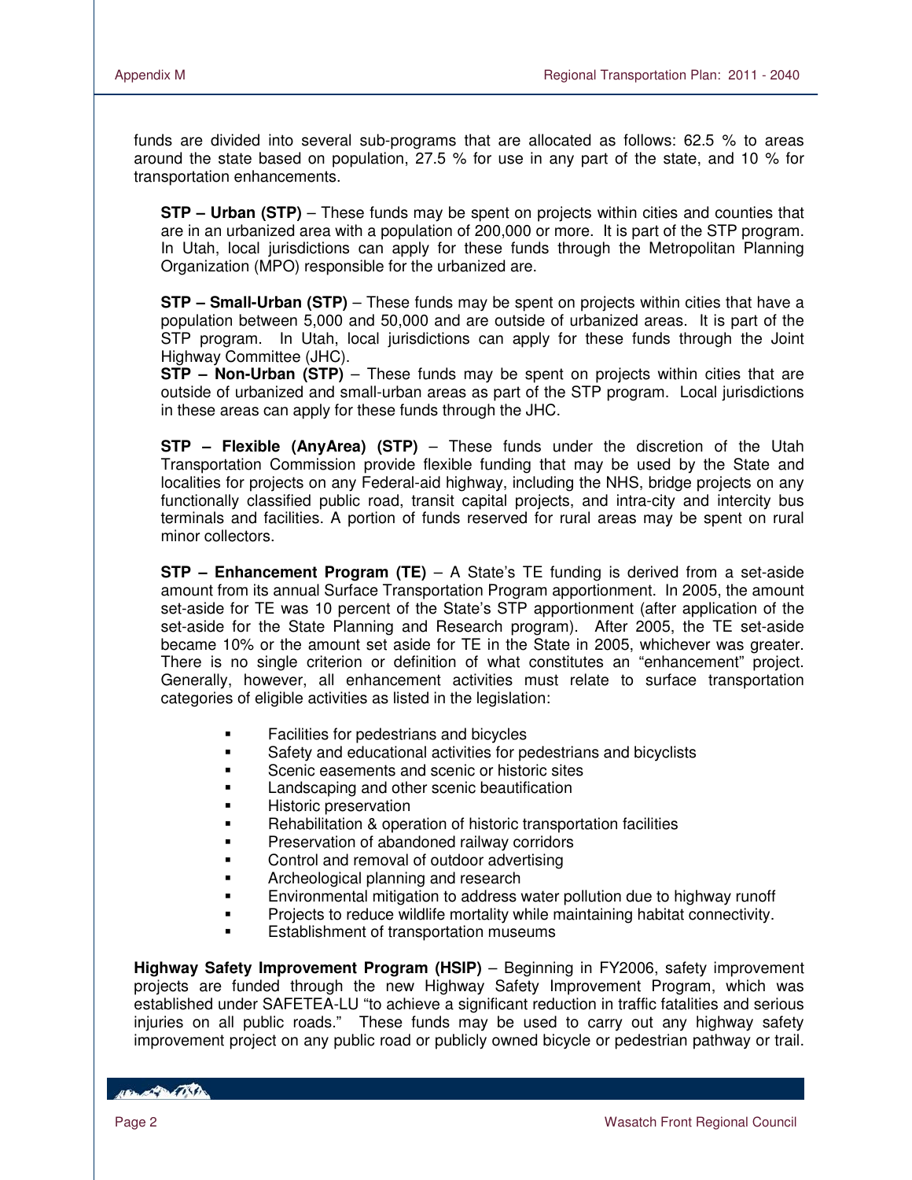funds are divided into several sub-programs that are allocated as follows: 62.5 % to areas around the state based on population, 27.5 % for use in any part of the state, and 10 % for transportation enhancements.

**STP – Urban (STP)** – These funds may be spent on projects within cities and counties that are in an urbanized area with a population of 200,000 or more. It is part of the STP program. In Utah, local jurisdictions can apply for these funds through the Metropolitan Planning Organization (MPO) responsible for the urbanized are.

**STP – Small-Urban (STP)** – These funds may be spent on projects within cities that have a population between 5,000 and 50,000 and are outside of urbanized areas. It is part of the STP program. In Utah, local jurisdictions can apply for these funds through the Joint Highway Committee (JHC).

**STP – Non-Urban (STP)** – These funds may be spent on projects within cities that are outside of urbanized and small-urban areas as part of the STP program. Local jurisdictions in these areas can apply for these funds through the JHC.

**STP – Flexible (AnyArea) (STP)** – These funds under the discretion of the Utah Transportation Commission provide flexible funding that may be used by the State and localities for projects on any Federal-aid highway, including the NHS, bridge projects on any functionally classified public road, transit capital projects, and intra-city and intercity bus terminals and facilities. A portion of funds reserved for rural areas may be spent on rural minor collectors.

**STP – Enhancement Program (TE)** – A State's TE funding is derived from a set-aside amount from its annual Surface Transportation Program apportionment. In 2005, the amount set-aside for TE was 10 percent of the State's STP apportionment (after application of the set-aside for the State Planning and Research program). After 2005, the TE set-aside became 10% or the amount set aside for TE in the State in 2005, whichever was greater. There is no single criterion or definition of what constitutes an "enhancement" project. Generally, however, all enhancement activities must relate to surface transportation categories of eligible activities as listed in the legislation:

- Facilities for pedestrians and bicycles
- Safety and educational activities for pedestrians and bicyclists
- Scenic easements and scenic or historic sites
- Landscaping and other scenic beautification
- Historic preservation
- Rehabilitation & operation of historic transportation facilities
- Preservation of abandoned railway corridors
- Control and removal of outdoor advertising
- Archeological planning and research
- Environmental mitigation to address water pollution due to highway runoff
- Projects to reduce wildlife mortality while maintaining habitat connectivity.
- Establishment of transportation museums

**Highway Safety Improvement Program (HSIP)** – Beginning in FY2006, safety improvement projects are funded through the new Highway Safety Improvement Program, which was established under SAFETEA-LU "to achieve a significant reduction in traffic fatalities and serious injuries on all public roads." These funds may be used to carry out any highway safety improvement project on any public road or publicly owned bicycle or pedestrian pathway or trail.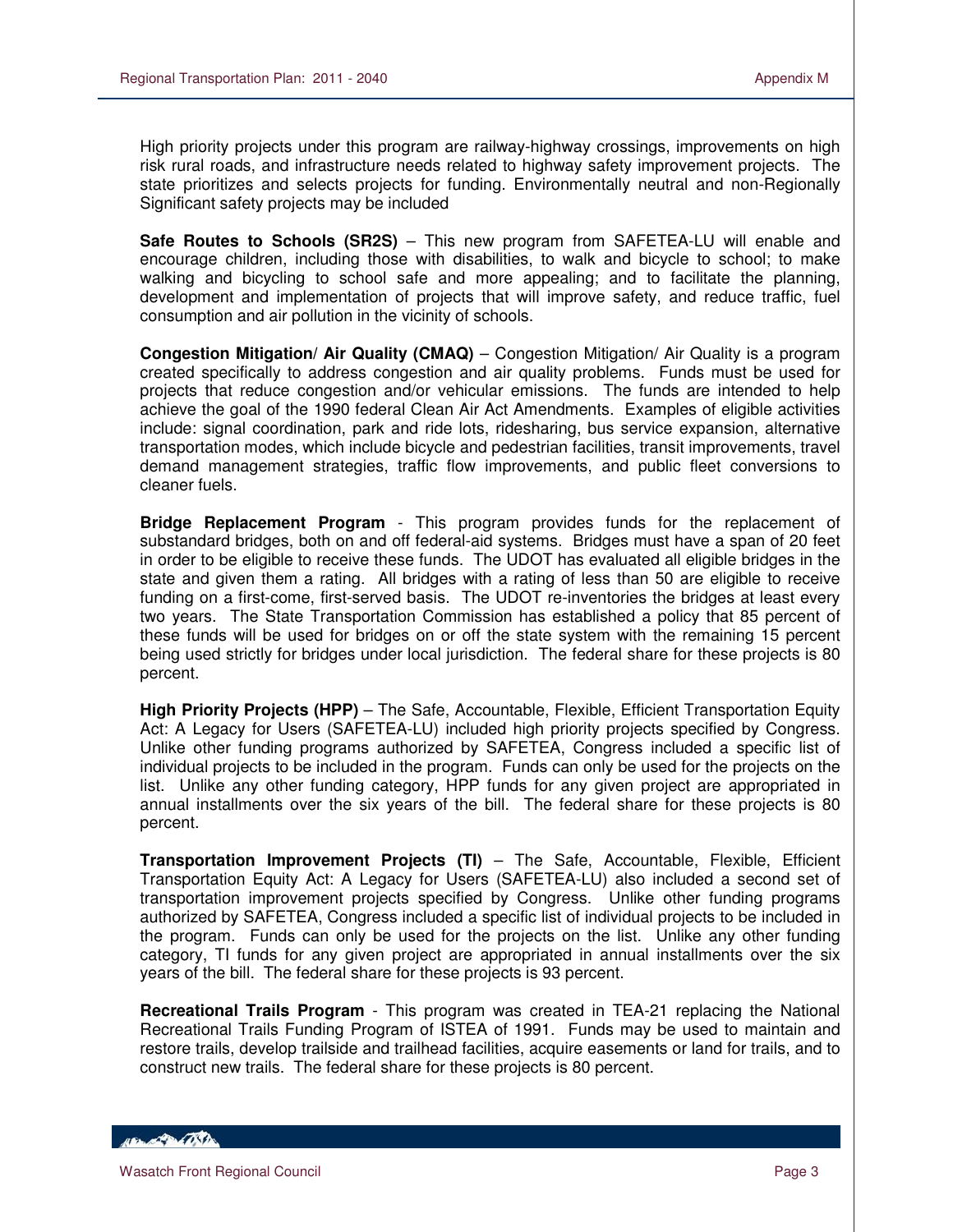High priority projects under this program are railway-highway crossings, improvements on high risk rural roads, and infrastructure needs related to highway safety improvement projects. The state prioritizes and selects projects for funding. Environmentally neutral and non-Regionally Significant safety projects may be included

**Safe Routes to Schools (SR2S)** – This new program from SAFETEA-LU will enable and encourage children, including those with disabilities, to walk and bicycle to school; to make walking and bicycling to school safe and more appealing; and to facilitate the planning, development and implementation of projects that will improve safety, and reduce traffic, fuel consumption and air pollution in the vicinity of schools.

**Congestion Mitigation/ Air Quality (CMAQ)** – Congestion Mitigation/ Air Quality is a program created specifically to address congestion and air quality problems. Funds must be used for projects that reduce congestion and/or vehicular emissions. The funds are intended to help achieve the goal of the 1990 federal Clean Air Act Amendments. Examples of eligible activities include: signal coordination, park and ride lots, ridesharing, bus service expansion, alternative transportation modes, which include bicycle and pedestrian facilities, transit improvements, travel demand management strategies, traffic flow improvements, and public fleet conversions to cleaner fuels.

**Bridge Replacement Program** - This program provides funds for the replacement of substandard bridges, both on and off federal-aid systems. Bridges must have a span of 20 feet in order to be eligible to receive these funds. The UDOT has evaluated all eligible bridges in the state and given them a rating. All bridges with a rating of less than 50 are eligible to receive funding on a first-come, first-served basis. The UDOT re-inventories the bridges at least every two years. The State Transportation Commission has established a policy that 85 percent of these funds will be used for bridges on or off the state system with the remaining 15 percent being used strictly for bridges under local jurisdiction. The federal share for these projects is 80 percent.

**High Priority Projects (HPP)** – The Safe, Accountable, Flexible, Efficient Transportation Equity Act: A Legacy for Users (SAFETEA-LU) included high priority projects specified by Congress. Unlike other funding programs authorized by SAFETEA, Congress included a specific list of individual projects to be included in the program. Funds can only be used for the projects on the list. Unlike any other funding category, HPP funds for any given project are appropriated in annual installments over the six years of the bill. The federal share for these projects is 80 percent.

**Transportation Improvement Projects (TI)** – The Safe, Accountable, Flexible, Efficient Transportation Equity Act: A Legacy for Users (SAFETEA-LU) also included a second set of transportation improvement projects specified by Congress. Unlike other funding programs authorized by SAFETEA, Congress included a specific list of individual projects to be included in the program. Funds can only be used for the projects on the list. Unlike any other funding category, TI funds for any given project are appropriated in annual installments over the six years of the bill. The federal share for these projects is 93 percent.

**Recreational Trails Program** - This program was created in TEA-21 replacing the National Recreational Trails Funding Program of ISTEA of 1991. Funds may be used to maintain and restore trails, develop trailside and trailhead facilities, acquire easements or land for trails, and to construct new trails. The federal share for these projects is 80 percent.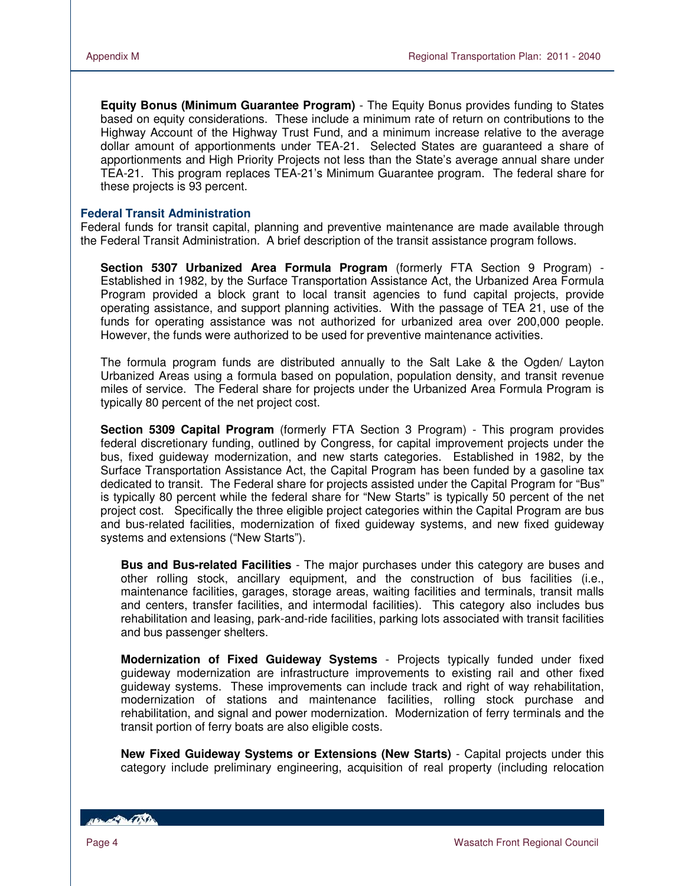**Equity Bonus (Minimum Guarantee Program)** - The Equity Bonus provides funding to States based on equity considerations. These include a minimum rate of return on contributions to the Highway Account of the Highway Trust Fund, and a minimum increase relative to the average dollar amount of apportionments under TEA-21. Selected States are guaranteed a share of apportionments and High Priority Projects not less than the State's average annual share under TEA-21. This program replaces TEA-21's Minimum Guarantee program. The federal share for these projects is 93 percent.

### Federal Transit Administration

Federal funds for transit capital, planning and preventive maintenance are made available through the Federal Transit Administration. A brief description of the transit assistance program follows.

**Section 5307 Urbanized Area Formula Program** (formerly FTA Section 9 Program) - Established in 1982, by the Surface Transportation Assistance Act, the Urbanized Area Formula Program provided a block grant to local transit agencies to fund capital projects, provide operating assistance, and support planning activities. With the passage of TEA 21, use of the funds for operating assistance was not authorized for urbanized area over 200,000 people. However, the funds were authorized to be used for preventive maintenance activities.

The formula program funds are distributed annually to the Salt Lake & the Ogden/ Layton Urbanized Areas using a formula based on population, population density, and transit revenue miles of service. The Federal share for projects under the Urbanized Area Formula Program is typically 80 percent of the net project cost.

**Section 5309 Capital Program** (formerly FTA Section 3 Program) - This program provides federal discretionary funding, outlined by Congress, for capital improvement projects under the bus, fixed guideway modernization, and new starts categories. Established in 1982, by the Surface Transportation Assistance Act, the Capital Program has been funded by a gasoline tax dedicated to transit. The Federal share for projects assisted under the Capital Program for "Bus" is typically 80 percent while the federal share for "New Starts" is typically 50 percent of the net project cost. Specifically the three eligible project categories within the Capital Program are bus and bus-related facilities, modernization of fixed guideway systems, and new fixed guideway systems and extensions ("New Starts").

**Bus and Bus-related Facilities** - The major purchases under this category are buses and other rolling stock, ancillary equipment, and the construction of bus facilities (i.e., maintenance facilities, garages, storage areas, waiting facilities and terminals, transit malls and centers, transfer facilities, and intermodal facilities). This category also includes bus rehabilitation and leasing, park-and-ride facilities, parking lots associated with transit facilities and bus passenger shelters.

**Modernization of Fixed Guideway Systems** - Projects typically funded under fixed guideway modernization are infrastructure improvements to existing rail and other fixed guideway systems. These improvements can include track and right of way rehabilitation, modernization of stations and maintenance facilities, rolling stock purchase and rehabilitation, and signal and power modernization. Modernization of ferry terminals and the transit portion of ferry boats are also eligible costs.

**New Fixed Guideway Systems or Extensions (New Starts)** - Capital projects under this category include preliminary engineering, acquisition of real property (including relocation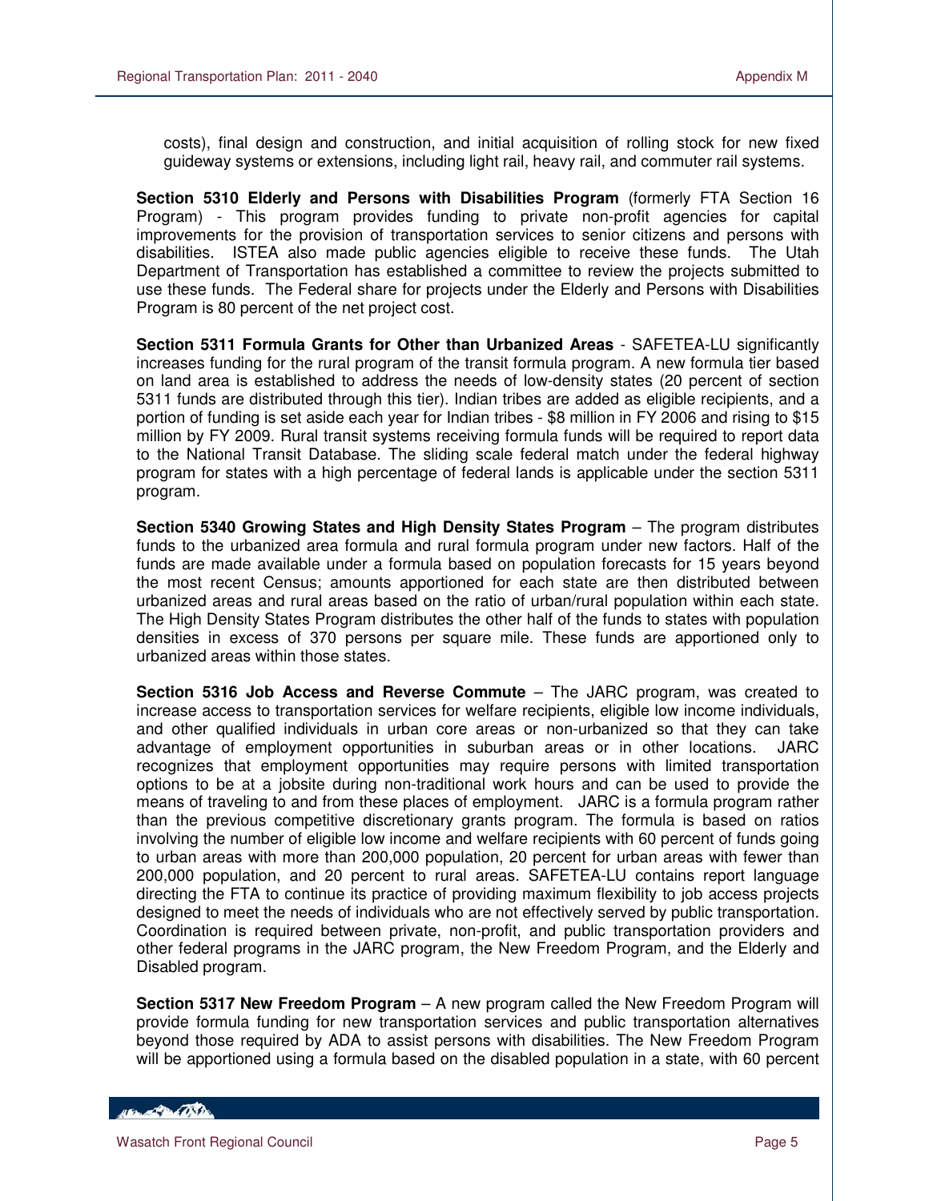costs), final design and construction, and initial acquisition of rolling stock for new fixed guideway systems or extensions, including light rail, heavy rail, and commuter rail systems.

**Section 5310 Elderly and Persons with Disabilities Program** (formerly FTA Section 16 Program) - This program provides funding to private non-profit agencies for capital improvements for the provision of transportation services to senior citizens and persons with disabilities. ISTEA also made public agencies eligible to receive these funds. The Utah Department of Transportation has established a committee to review the projects submitted to use these funds. The Federal share for projects under the Elderly and Persons with Disabilities Program is 80 percent of the net project cost.

**Section 5311 Formula Grants for Other than Urbanized Areas** - SAFETEA-LU significantly increases funding for the rural program of the transit formula program. A new formula tier based on land area is established to address the needs of low-density states (20 percent of section 5311 funds are distributed through this tier). Indian tribes are added as eligible recipients, and a portion of funding is set aside each year for Indian tribes - $8 million in FY 2006 and rising to $15 million by FY 2009. Rural transit systems receiving formula funds will be required to report data to the National Transit Database. The sliding scale federal match under the federal highway program for states with a high percentage of federal lands is applicable under the section 5311 program.

**Section 5340 Growing States and High Density States Program** – The program distributes funds to the urbanized area formula and rural formula program under new factors. Half of the funds are made available under a formula based on population forecasts for 15 years beyond the most recent Census; amounts apportioned for each state are then distributed between urbanized areas and rural areas based on the ratio of urban/rural population within each state. The High Density States Program distributes the other half of the funds to states with population densities in excess of 370 persons per square mile. These funds are apportioned only to urbanized areas within those states.

**Section 5316 Job Access and Reverse Commute** – The JARC program, was created to increase access to transportation services for welfare recipients, eligible low income individuals, and other qualified individuals in urban core areas or non-urbanized so that they can take advantage of employment opportunities in suburban areas or in other locations. JARC recognizes that employment opportunities may require persons with limited transportation options to be at a jobsite during non-traditional work hours and can be used to provide the means of traveling to and from these places of employment. JARC is a formula program rather than the previous competitive discretionary grants program. The formula is based on ratios involving the number of eligible low income and welfare recipients with 60 percent of funds going to urban areas with more than 200,000 population, 20 percent for urban areas with fewer than 200,000 population, and 20 percent to rural areas. SAFETEA-LU contains report language directing the FTA to continue its practice of providing maximum flexibility to job access projects designed to meet the needs of individuals who are not effectively served by public transportation. Coordination is required between private, non-profit, and public transportation providers and other federal programs in the JARC program, the New Freedom Program, and the Elderly and Disabled program.

**Section 5317 New Freedom Program** – A new program called the New Freedom Program will provide formula funding for new transportation services and public transportation alternatives beyond those required by ADA to assist persons with disabilities. The New Freedom Program will be apportioned using a formula based on the disabled population in a state, with 60 percent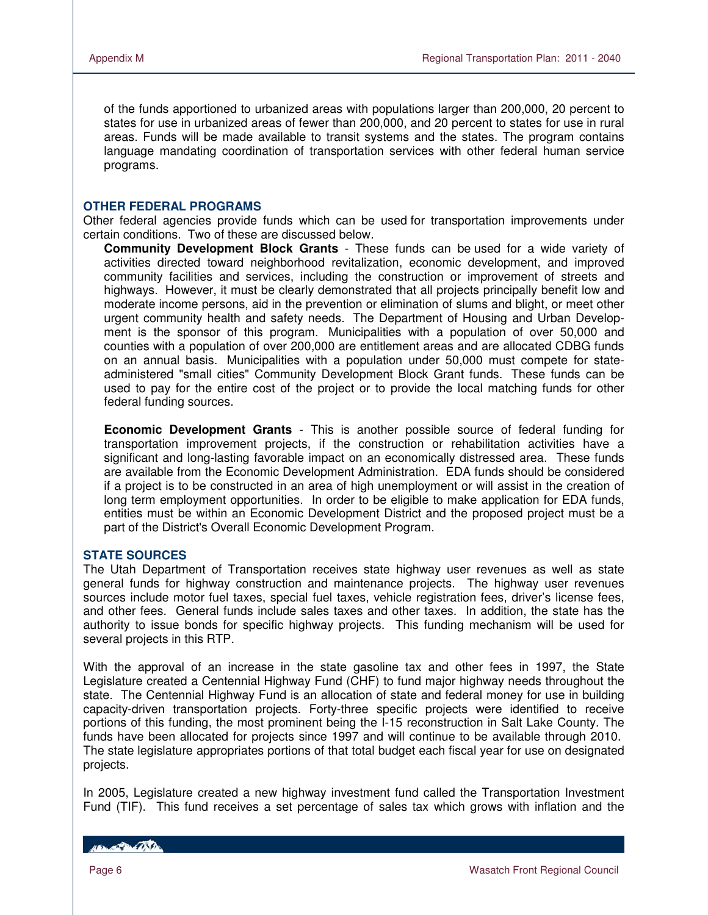of the funds apportioned to urbanized areas with populations larger than 200,000, 20 percent to states for use in urbanized areas of fewer than 200,000, and 20 percent to states for use in rural areas. Funds will be made available to transit systems and the states. The program contains language mandating coordination of transportation services with other federal human service programs.

## OTHER FEDERAL PROGRAMS

Other federal agencies provide funds which can be used for transportation improvements under certain conditions. Two of these are discussed below.

**Community Development Block Grants** - These funds can be used for a wide variety of activities directed toward neighborhood revitalization, economic development, and improved community facilities and services, including the construction or improvement of streets and highways. However, it must be clearly demonstrated that all projects principally benefit low and moderate income persons, aid in the prevention or elimination of slums and blight, or meet other urgent community health and safety needs. The Department of Housing and Urban Development is the sponsor of this program. Municipalities with a population of over 50,000 and counties with a population of over 200,000 are entitlement areas and are allocated CDBG funds on an annual basis. Municipalities with a population under 50,000 must compete for state-administered "small cities" Community Development Block Grant funds. These funds can be used to pay for the entire cost of the project or to provide the local matching funds for other federal funding sources.

**Economic Development Grants** - This is another possible source of federal funding for transportation improvement projects, if the construction or rehabilitation activities have a significant and long-lasting favorable impact on an economically distressed area. These funds are available from the Economic Development Administration. EDA funds should be considered if a project is to be constructed in an area of high unemployment or will assist in the creation of long term employment opportunities. In order to be eligible to make application for EDA funds, entities must be within an Economic Development District and the proposed project must be a part of the District's Overall Economic Development Program.

## STATE SOURCES

The Utah Department of Transportation receives state highway user revenues as well as state general funds for highway construction and maintenance projects. The highway user revenues sources include motor fuel taxes, special fuel taxes, vehicle registration fees, driver's license fees, and other fees. General funds include sales taxes and other taxes. In addition, the state has the authority to issue bonds for specific highway projects. This funding mechanism will be used for several projects in this RTP.

With the approval of an increase in the state gasoline tax and other fees in 1997, the State Legislature created a Centennial Highway Fund (CHF) to fund major highway needs throughout the state. The Centennial Highway Fund is an allocation of state and federal money for use in building capacity-driven transportation projects. Forty-three specific projects were identified to receive portions of this funding, the most prominent being the I-15 reconstruction in Salt Lake County. The funds have been allocated for projects since 1997 and will continue to be available through 2010. The state legislature appropriates portions of that total budget each fiscal year for use on designated projects.

In 2005, Legislature created a new highway investment fund called the Transportation Investment Fund (TIF). This fund receives a set percentage of sales tax which grows with inflation and the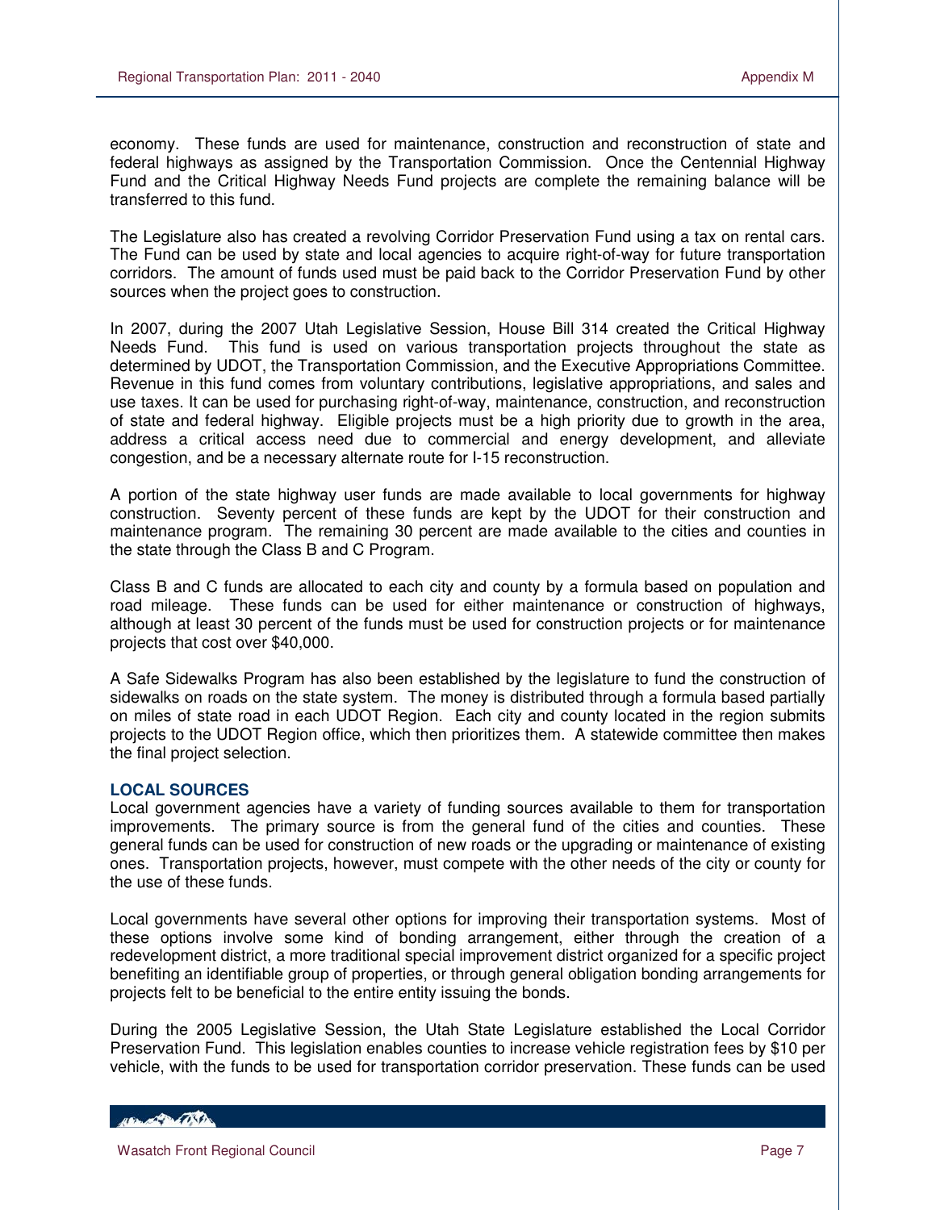economy. These funds are used for maintenance, construction and reconstruction of state and federal highways as assigned by the Transportation Commission. Once the Centennial Highway Fund and the Critical Highway Needs Fund projects are complete the remaining balance will be transferred to this fund.

The Legislature also has created a revolving Corridor Preservation Fund using a tax on rental cars. The Fund can be used by state and local agencies to acquire right-of-way for future transportation corridors. The amount of funds used must be paid back to the Corridor Preservation Fund by other sources when the project goes to construction.

In 2007, during the 2007 Utah Legislative Session, House Bill 314 created the Critical Highway Needs Fund. This fund is used on various transportation projects throughout the state as determined by UDOT, the Transportation Commission, and the Executive Appropriations Committee. Revenue in this fund comes from voluntary contributions, legislative appropriations, and sales and use taxes. It can be used for purchasing right-of-way, maintenance, construction, and reconstruction of state and federal highway. Eligible projects must be a high priority due to growth in the area, address a critical access need due to commercial and energy development, and alleviate congestion, and be a necessary alternate route for I-15 reconstruction.

A portion of the state highway user funds are made available to local governments for highway construction. Seventy percent of these funds are kept by the UDOT for their construction and maintenance program. The remaining 30 percent are made available to the cities and counties in the state through the Class B and C Program.

Class B and C funds are allocated to each city and county by a formula based on population and road mileage. These funds can be used for either maintenance or construction of highways, although at least 30 percent of the funds must be used for construction projects or for maintenance projects that cost over $40,000.

A Safe Sidewalks Program has also been established by the legislature to fund the construction of sidewalks on roads on the state system. The money is distributed through a formula based partially on miles of state road in each UDOT Region. Each city and county located in the region submits projects to the UDOT Region office, which then prioritizes them. A statewide committee then makes the final project selection.

## LOCAL SOURCES

Local government agencies have a variety of funding sources available to them for transportation improvements. The primary source is from the general fund of the cities and counties. These general funds can be used for construction of new roads or the upgrading or maintenance of existing ones. Transportation projects, however, must compete with the other needs of the city or county for the use of these funds.

Local governments have several other options for improving their transportation systems. Most of these options involve some kind of bonding arrangement, either through the creation of a redevelopment district, a more traditional special improvement district organized for a specific project benefiting an identifiable group of properties, or through general obligation bonding arrangements for projects felt to be beneficial to the entire entity issuing the bonds.

During the 2005 Legislative Session, the Utah State Legislature established the Local Corridor Preservation Fund. This legislation enables counties to increase vehicle registration fees by $10 per vehicle, with the funds to be used for transportation corridor preservation. These funds can be used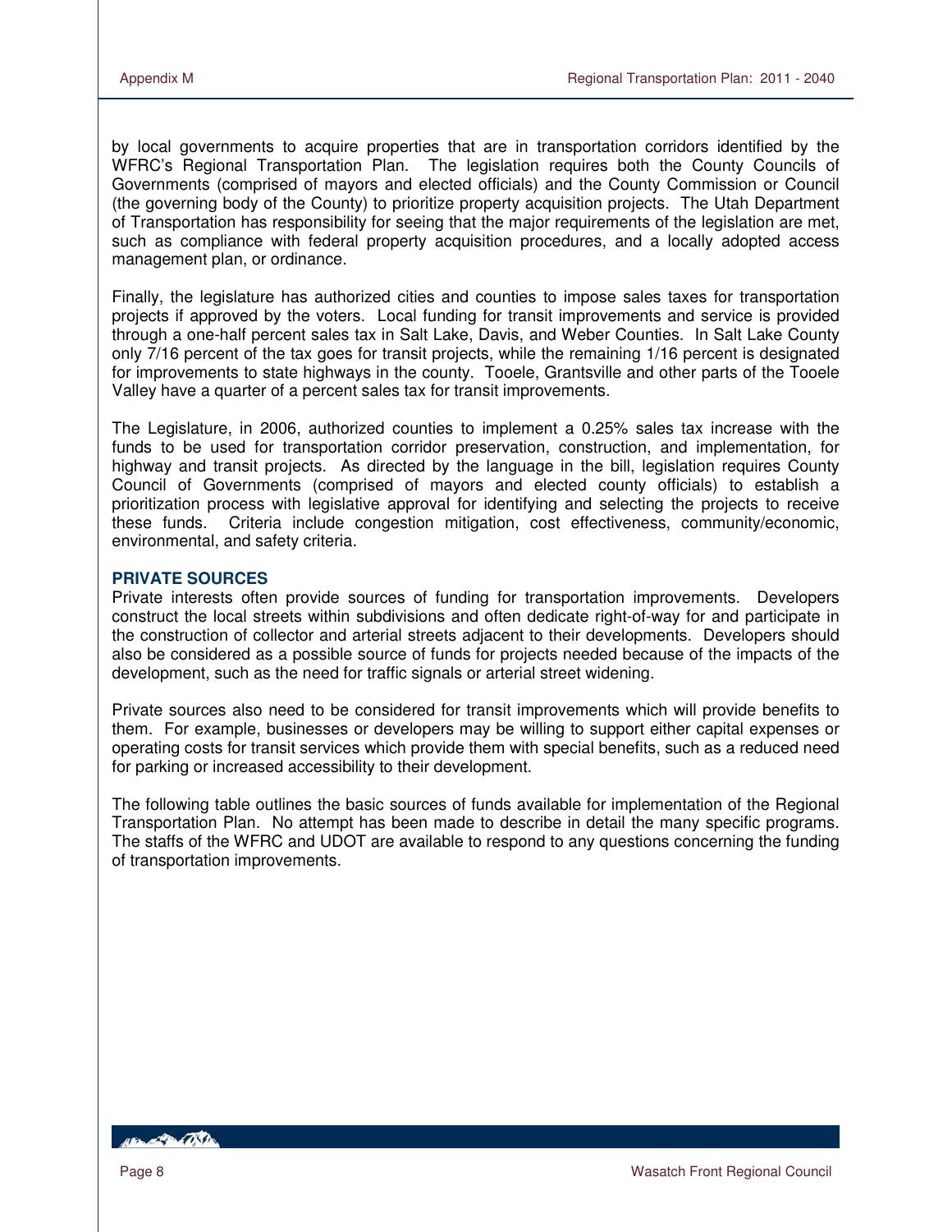by local governments to acquire properties that are in transportation corridors identified by the WFRC's Regional Transportation Plan. The legislation requires both the County Councils of Governments (comprised of mayors and elected officials) and the County Commission or Council (the governing body of the County) to prioritize property acquisition projects. The Utah Department of Transportation has responsibility for seeing that the major requirements of the legislation are met, such as compliance with federal property acquisition procedures, and a locally adopted access management plan, or ordinance.

Finally, the legislature has authorized cities and counties to impose sales taxes for transportation projects if approved by the voters. Local funding for transit improvements and service is provided through a one-half percent sales tax in Salt Lake, Davis, and Weber Counties. In Salt Lake County only 7/16 percent of the tax goes for transit projects, while the remaining 1/16 percent is designated for improvements to state highways in the county. Tooele, Grantsville and other parts of the Tooele Valley have a quarter of a percent sales tax for transit improvements.

The Legislature, in 2006, authorized counties to implement a 0.25% sales tax increase with the funds to be used for transportation corridor preservation, construction, and implementation, for highway and transit projects. As directed by the language in the bill, legislation requires County Council of Governments (comprised of mayors and elected county officials) to establish a prioritization process with legislative approval for identifying and selecting the projects to receive these funds. Criteria include congestion mitigation, cost effectiveness, community/economic, environmental, and safety criteria.

### PRIVATE SOURCES

Private interests often provide sources of funding for transportation improvements. Developers construct the local streets within subdivisions and often dedicate right-of-way for and participate in the construction of collector and arterial streets adjacent to their developments. Developers should also be considered as a possible source of funds for projects needed because of the impacts of the development, such as the need for traffic signals or arterial street widening.

Private sources also need to be considered for transit improvements which will provide benefits to them. For example, businesses or developers may be willing to support either capital expenses or operating costs for transit services which provide them with special benefits, such as a reduced need for parking or increased accessibility to their development.

The following table outlines the basic sources of funds available for implementation of the Regional Transportation Plan. No attempt has been made to describe in detail the many specific programs. The staffs of the WFRC and UDOT are available to respond to any questions concerning the funding of transportation improvements.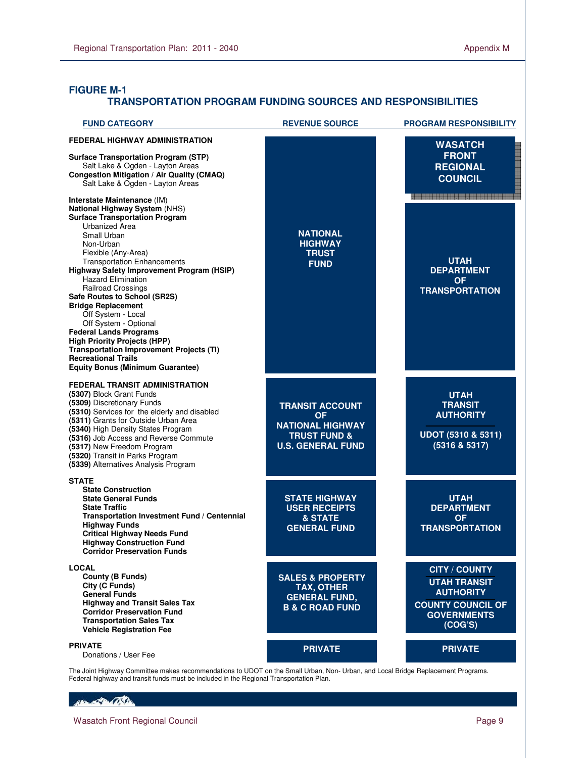## FIGURE M-1

### TRANSPORTATION PROGRAM FUNDING SOURCES AND RESPONSIBILITIES

| FUND CATEGORY | REVENUE SOURCE | PROGRAM RESPONSIBILITY |
|---|---|---|
| **FEDERAL HIGHWAY ADMINISTRATION**<br><br>**Surface Transportation Program (STP)**<br>Salt Lake & Ogden - Layton Areas<br>**Congestion Mitigation / Air Quality (CMAQ)**<br>Salt Lake & Ogden - Layton Areas | NATIONAL HIGHWAY TRUST FUND | WASATCH FRONT REGIONAL COUNCIL |
| **Interstate Maintenance** (IM)<br>**National Highway System** (NHS)<br>**Surface Transportation Program**<br>Urbanized Area<br>Small Urban<br>Non-Urban<br>Flexible (Any-Area)<br>Transportation Enhancements<br>**Highway Safety Improvement Program (HSIP)**<br>Hazard Elimination<br>Railroad Crossings<br>**Safe Routes to School (SR2S)**<br>**Bridge Replacement**<br>Off System - Local<br>Off System - Optional<br>**Federal Lands Programs**<br>**High Priority Projects (HPP)**<br>**Transportation Improvement Projects (TI)**<br>**Recreational Trails**<br>**Equity Bonus (Minimum Guarantee)** | NATIONAL HIGHWAY TRUST FUND | UTAH DEPARTMENT OF TRANSPORTATION |
| **FEDERAL TRANSIT ADMINISTRATION**<br>**(5307)** Block Grant Funds<br>**(5309)** Discretionary Funds<br>**(5310)** Services for the elderly and disabled<br>**(5311)** Grants for Outside Urban Area<br>**(5340)** High Density States Program<br>**(5316)** Job Access and Reverse Commute<br>**(5317)** New Freedom Program<br>**(5320)** Transit in Parks Program<br>**(5339)** Alternatives Analysis Program | TRANSIT ACCOUNT OF NATIONAL HIGHWAY TRUST FUND & U.S. GENERAL FUND | UTAH TRANSIT AUTHORITY<br>UDOT (5310 & 5311) (5316 & 5317) |
| **STATE**<br>**State Construction**<br>**State General Funds**<br>**State Traffic**<br>**Transportation Investment Fund / Centennial Highway Funds**<br>**Critical Highway Needs Fund**<br>**Highway Construction Fund**<br>**Corridor Preservation Funds** | STATE HIGHWAY USER RECEIPTS & STATE GENERAL FUND | UTAH DEPARTMENT OF TRANSPORTATION |
| **LOCAL**<br>**County (B Funds)**<br>**City (C Funds)**<br>**General Funds**<br>**Highway and Transit Sales Tax**<br>**Corridor Preservation Fund**<br>**Transportation Sales Tax**<br>**Vehicle Registration Fee** | SALES & PROPERTY TAX, OTHER GENERAL FUND, B & C ROAD FUND | CITY / COUNTY<br>UTAH TRANSIT AUTHORITY<br>COUNTY COUNCIL OF GOVERNMENTS (COG'S) |
| **PRIVATE**<br>Donations / User Fee | PRIVATE | PRIVATE |

The Joint Highway Committee makes recommendations to UDOT on the Small Urban, Non- Urban, and Local Bridge Replacement Programs. Federal highway and transit funds must be included in the Regional Transportation Plan.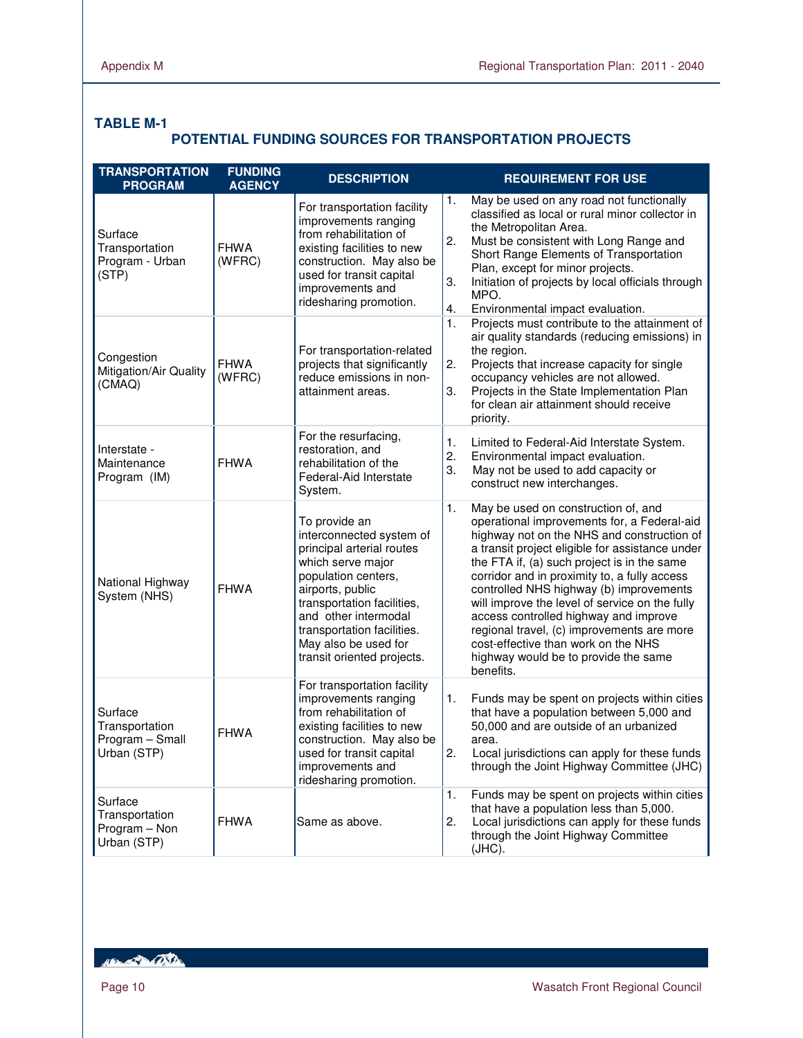**TABLE M-1**

## POTENTIAL FUNDING SOURCES FOR TRANSPORTATION PROJECTS

| TRANSPORTATION PROGRAM | FUNDING AGENCY | DESCRIPTION | REQUIREMENT FOR USE |
|---|---|---|---|
| Surface Transportation Program - Urban (STP) | FHWA (WFRC) | For transportation facility improvements ranging from rehabilitation of existing facilities to new construction. May also be used for transit capital improvements and ridesharing promotion. | 1. May be used on any road not functionally classified as local or rural minor collector in the Metropolitan Area.<br>2. Must be consistent with Long Range and Short Range Elements of Transportation Plan, except for minor projects.<br>3. Initiation of projects by local officials through MPO.<br>4. Environmental impact evaluation. |
| Congestion Mitigation/Air Quality (CMAQ) | FHWA (WFRC) | For transportation-related projects that significantly reduce emissions in non-attainment areas. | 1. Projects must contribute to the attainment of air quality standards (reducing emissions) in the region.<br>2. Projects that increase capacity for single occupancy vehicles are not allowed.<br>3. Projects in the State Implementation Plan for clean air attainment should receive priority. |
| Interstate - Maintenance Program (IM) | FHWA | For the resurfacing, restoration, and rehabilitation of the Federal-Aid Interstate System. | 1. Limited to Federal-Aid Interstate System.<br>2. Environmental impact evaluation.<br>3. May not be used to add capacity or construct new interchanges. |
| National Highway System (NHS) | FHWA | To provide an interconnected system of principal arterial routes which serve major population centers, airports, public transportation facilities, and other intermodal transportation facilities. May also be used for transit oriented projects. | 1. May be used on construction of, and operational improvements for, a Federal-aid highway not on the NHS and construction of a transit project eligible for assistance under the FTA if, (a) such project is in the same corridor and in proximity to, a fully access controlled NHS highway (b) improvements will improve the level of service on the fully access controlled highway and improve regional travel, (c) improvements are more cost-effective than work on the NHS highway would be to provide the same benefits. |
| Surface Transportation Program – Small Urban (STP) | FHWA | For transportation facility improvements ranging from rehabilitation of existing facilities to new construction. May also be used for transit capital improvements and ridesharing promotion. | 1. Funds may be spent on projects within cities that have a population between 5,000 and 50,000 and are outside of an urbanized area.<br>2. Local jurisdictions can apply for these funds through the Joint Highway Committee (JHC) |
| Surface Transportation Program – Non Urban (STP) | FHWA | Same as above. | 1. Funds may be spent on projects within cities that have a population less than 5,000.<br>2. Local jurisdictions can apply for these funds through the Joint Highway Committee (JHC). |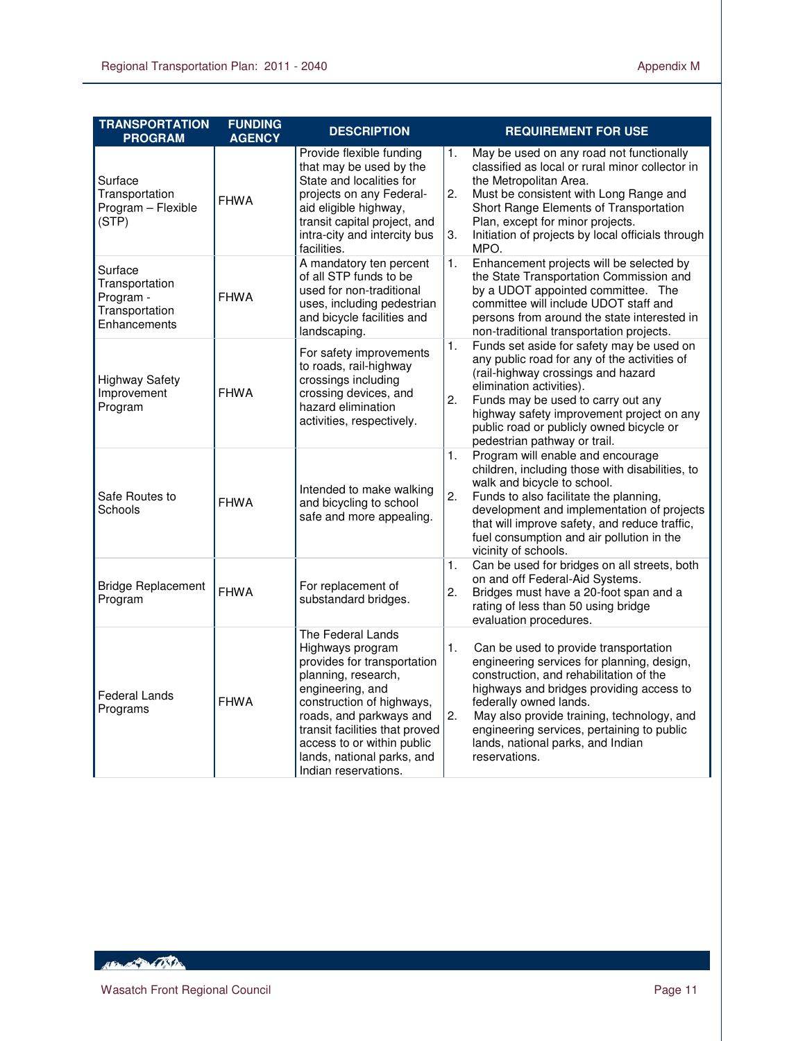| TRANSPORTATION PROGRAM | FUNDING AGENCY | DESCRIPTION | REQUIREMENT FOR USE |
|---|---|---|---|
| Surface Transportation Program – Flexible (STP) | FHWA | Provide flexible funding that may be used by the State and localities for projects on any Federal-aid eligible highway, transit capital project, and intra-city and intercity bus facilities. | 1. May be used on any road not functionally classified as local or rural minor collector in the Metropolitan Area.<br>2. Must be consistent with Long Range and Short Range Elements of Transportation Plan, except for minor projects.<br>3. Initiation of projects by local officials through MPO. |
| Surface Transportation Program - Transportation Enhancements | FHWA | A mandatory ten percent of all STP funds to be used for non-traditional uses, including pedestrian and bicycle facilities and landscaping. | 1. Enhancement projects will be selected by the State Transportation Commission and by a UDOT appointed committee. The committee will include UDOT staff and persons from around the state interested in non-traditional transportation projects. |
| Highway Safety Improvement Program | FHWA | For safety improvements to roads, rail-highway crossings including crossing devices, and hazard elimination activities, respectively. | 1. Funds set aside for safety may be used on any public road for any of the activities of (rail-highway crossings and hazard elimination activities).<br>2. Funds may be used to carry out any highway safety improvement project on any public road or publicly owned bicycle or pedestrian pathway or trail. |
| Safe Routes to Schools | FHWA | Intended to make walking and bicycling to school safe and more appealing. | 1. Program will enable and encourage children, including those with disabilities, to walk and bicycle to school.<br>2. Funds to also facilitate the planning, development and implementation of projects that will improve safety, and reduce traffic, fuel consumption and air pollution in the vicinity of schools. |
| Bridge Replacement Program | FHWA | For replacement of substandard bridges. | 1. Can be used for bridges on all streets, both on and off Federal-Aid Systems.<br>2. Bridges must have a 20-foot span and a rating of less than 50 using bridge evaluation procedures. |
| Federal Lands Programs | FHWA | The Federal Lands Highways program provides for transportation planning, research, engineering, and construction of highways, roads, and parkways and transit facilities that proved access to or within public lands, national parks, and Indian reservations. | 1. Can be used to provide transportation engineering services for planning, design, construction, and rehabilitation of the highways and bridges providing access to federally owned lands.<br>2. May also provide training, technology, and engineering services, pertaining to public lands, national parks, and Indian reservations. |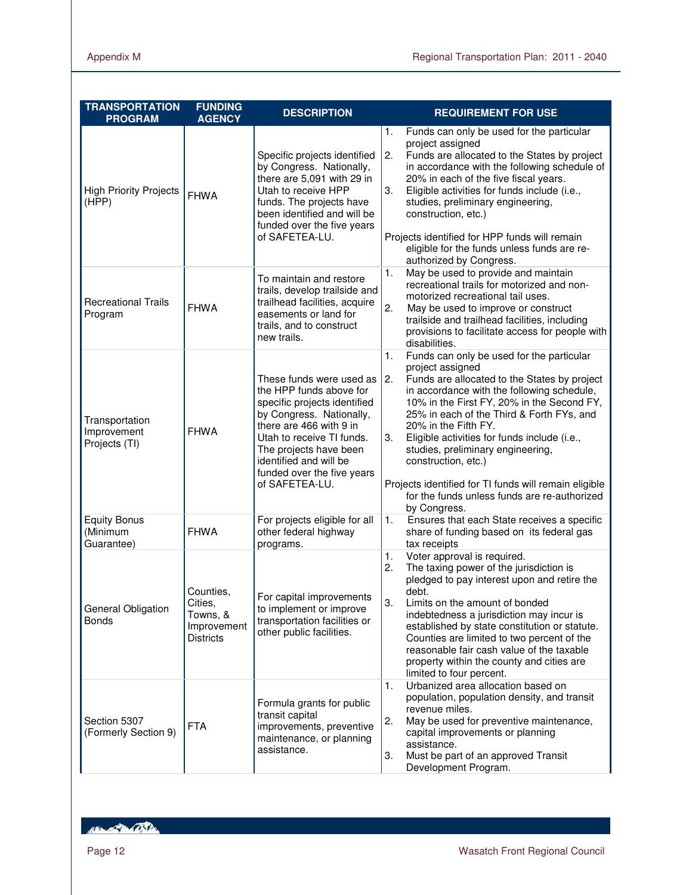| TRANSPORTATION PROGRAM | FUNDING AGENCY | DESCRIPTION | REQUIREMENT FOR USE |
|---|---|---|---|
| High Priority Projects (HPP) | FHWA | Specific projects identified by Congress. Nationally, there are 5,091 with 29 in Utah to receive HPP funds. The projects have been identified and will be funded over the five years of SAFETEA-LU. | 1. Funds can only be used for the particular project assigned<br>2. Funds are allocated to the States by project in accordance with the following schedule of 20% in each of the five fiscal years.<br>3. Eligible activities for funds include (i.e., studies, preliminary engineering, construction, etc.)<br><br>Projects identified for HPP funds will remain eligible for the funds unless funds are re-authorized by Congress. |
| Recreational Trails Program | FHWA | To maintain and restore trails, develop trailside and trailhead facilities, acquire easements or land for trails, and to construct new trails. | 1. May be used to provide and maintain recreational trails for motorized and non-motorized recreational tail uses.<br>2. May be used to improve or construct trailside and trailhead facilities, including provisions to facilitate access for people with disabilities. |
| Transportation Improvement Projects (TI) | FHWA | These funds were used as the HPP funds above for specific projects identified by Congress. Nationally, there are 466 with 9 in Utah to receive TI funds. The projects have been identified and will be funded over the five years of SAFETEA-LU. | 1. Funds can only be used for the particular project assigned<br>2. Funds are allocated to the States by project in accordance with the following schedule, 10% in the First FY, 20% in the Second FY, 25% in each of the Third & Forth FYs, and 20% in the Fifth FY.<br>3. Eligible activities for funds include (i.e., studies, preliminary engineering, construction, etc.)<br><br>Projects identified for TI funds will remain eligible for the funds unless funds are re-authorized by Congress. |
| Equity Bonus (Minimum Guarantee) | FHWA | For projects eligible for all other federal highway programs. | 1. Ensures that each State receives a specific share of funding based on its federal gas tax receipts |
| General Obligation Bonds | Counties, Cities, Towns, & Improvement Districts | For capital improvements to implement or improve transportation facilities or other public facilities. | 1. Voter approval is required.<br>2. The taxing power of the jurisdiction is pledged to pay interest upon and retire the debt.<br>3. Limits on the amount of bonded indebtedness a jurisdiction may incur is established by state constitution or statute. Counties are limited to two percent of the reasonable fair cash value of the taxable property within the county and cities are limited to four percent. |
| Section 5307 (Formerly Section 9) | FTA | Formula grants for public transit capital improvements, preventive maintenance, or planning assistance. | 1. Urbanized area allocation based on population, population density, and transit revenue miles.<br>2. May be used for preventive maintenance, capital improvements or planning assistance.<br>3. Must be part of an approved Transit Development Program. |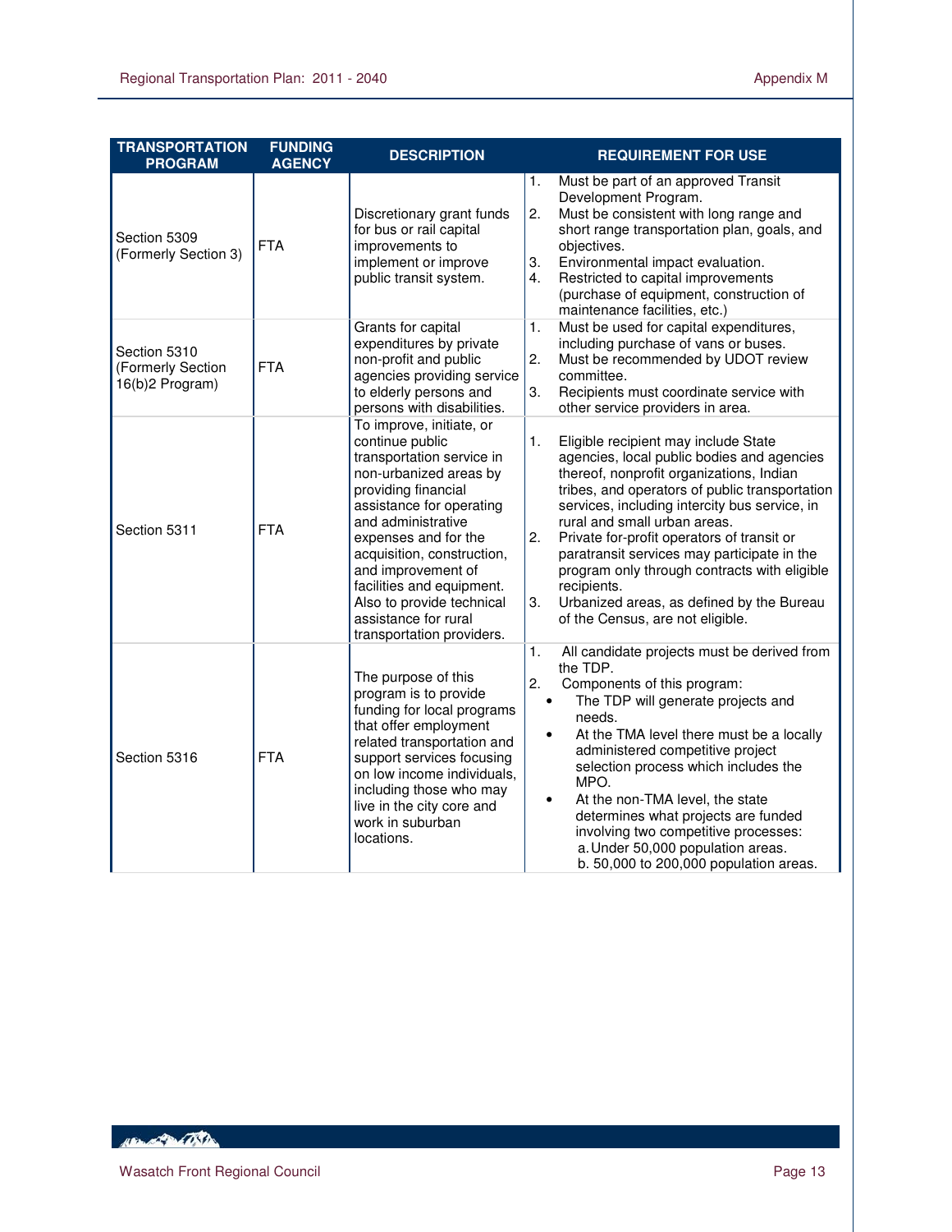| TRANSPORTATION PROGRAM | FUNDING AGENCY | DESCRIPTION | REQUIREMENT FOR USE |
|---|---|---|---|
| Section 5309 (Formerly Section 3) | FTA | Discretionary grant funds for bus or rail capital improvements to implement or improve public transit system. | 1. Must be part of an approved Transit Development Program.<br>2. Must be consistent with long range and short range transportation plan, goals, and objectives.<br>3. Environmental impact evaluation.<br>4. Restricted to capital improvements (purchase of equipment, construction of maintenance facilities, etc.) |
| Section 5310 (Formerly Section 16(b)2 Program) | FTA | Grants for capital expenditures by private non-profit and public agencies providing service to elderly persons and persons with disabilities. | 1. Must be used for capital expenditures, including purchase of vans or buses.<br>2. Must be recommended by UDOT review committee.<br>3. Recipients must coordinate service with other service providers in area. |
| Section 5311 | FTA | To improve, initiate, or continue public transportation service in non-urbanized areas by providing financial assistance for operating and administrative expenses and for the acquisition, construction, and improvement of facilities and equipment. Also to provide technical assistance for rural transportation providers. | 1. Eligible recipient may include State agencies, local public bodies and agencies thereof, nonprofit organizations, Indian tribes, and operators of public transportation services, including intercity bus service, in rural and small urban areas.<br>2. Private for-profit operators of transit or paratransit services may participate in the program only through contracts with eligible recipients.<br>3. Urbanized areas, as defined by the Bureau of the Census, are not eligible. |
| Section 5316 | FTA | The purpose of this program is to provide funding for local programs that offer employment related transportation and support services focusing on low income individuals, including those who may live in the city core and work in suburban locations. | 1. All candidate projects must be derived from the TDP.<br>2. Components of this program:<br>• The TDP will generate projects and needs.<br>• At the TMA level there must be a locally administered competitive project selection process which includes the MPO.<br>• At the non-TMA level, the state determines what projects are funded involving two competitive processes:<br>a. Under 50,000 population areas.<br>b. 50,000 to 200,000 population areas. |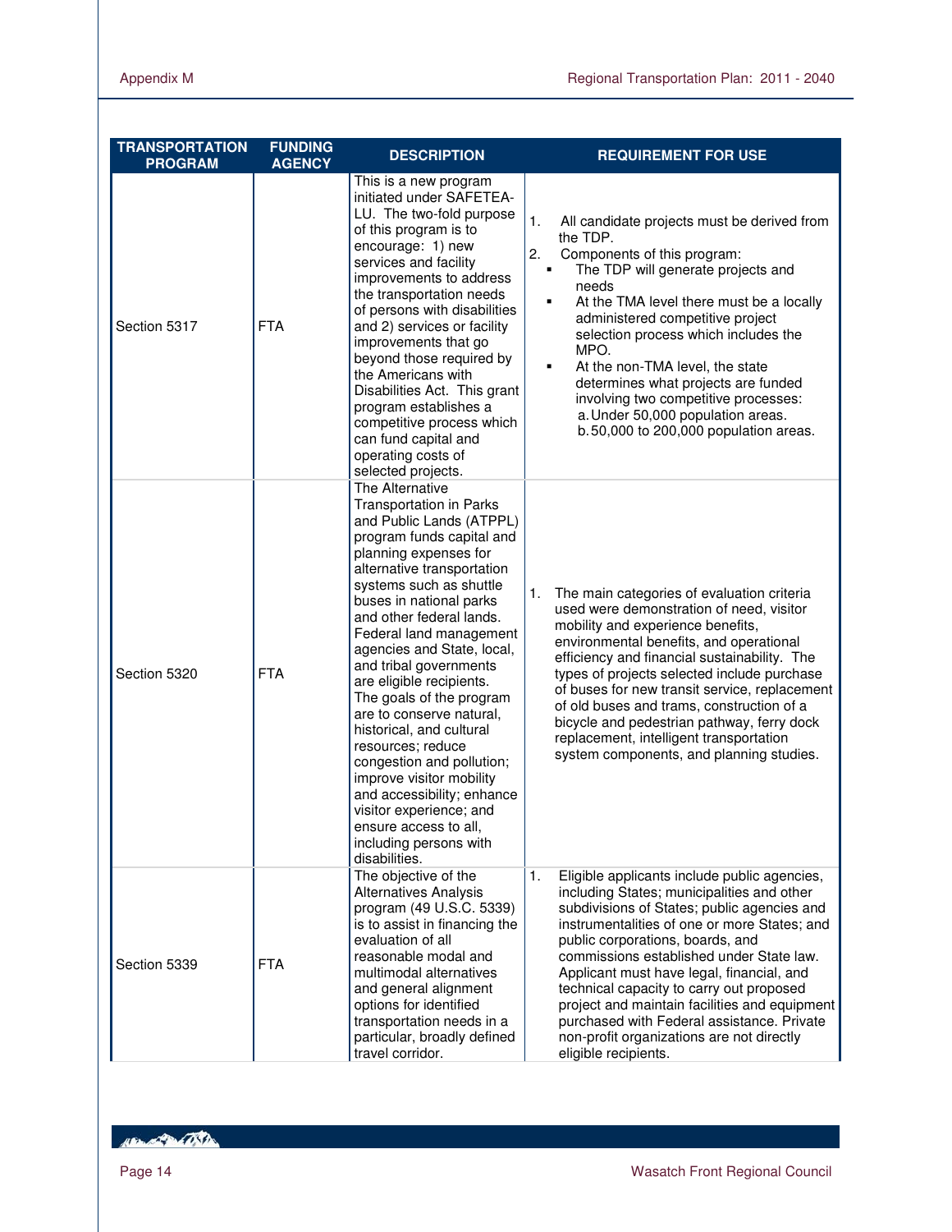| TRANSPORTATION PROGRAM | FUNDING AGENCY | DESCRIPTION | REQUIREMENT FOR USE |
|---|---|---|---|
| Section 5317 | FTA | This is a new program initiated under SAFETEA-LU. The two-fold purpose of this program is to encourage: 1) new services and facility improvements to address the transportation needs of persons with disabilities and 2) services or facility improvements that go beyond those required by the Americans with Disabilities Act. This grant program establishes a competitive process which can fund capital and operating costs of selected projects. | 1. All candidate projects must be derived from the TDP.<br>2. Components of this program:<br>▪ The TDP will generate projects and needs<br>▪ At the TMA level there must be a locally administered competitive project selection process which includes the MPO.<br>▪ At the non-TMA level, the state determines what projects are funded involving two competitive processes:<br>a. Under 50,000 population areas.<br>b. 50,000 to 200,000 population areas. |
| Section 5320 | FTA | The Alternative Transportation in Parks and Public Lands (ATPPL) program funds capital and planning expenses for alternative transportation systems such as shuttle buses in national parks and other federal lands. Federal land management agencies and State, local, and tribal governments are eligible recipients. The goals of the program are to conserve natural, historical, and cultural resources; reduce congestion and pollution; improve visitor mobility and accessibility; enhance visitor experience; and ensure access to all, including persons with disabilities. | 1. The main categories of evaluation criteria used were demonstration of need, visitor mobility and experience benefits, environmental benefits, and operational efficiency and financial sustainability. The types of projects selected include purchase of buses for new transit service, replacement of old buses and trams, construction of a bicycle and pedestrian pathway, ferry dock replacement, intelligent transportation system components, and planning studies. |
| Section 5339 | FTA | The objective of the Alternatives Analysis program (49 U.S.C. 5339) is to assist in financing the evaluation of all reasonable modal and multimodal alternatives and general alignment options for identified transportation needs in a particular, broadly defined travel corridor. | 1. Eligible applicants include public agencies, including States; municipalities and other subdivisions of States; public agencies and instrumentalities of one or more States; and public corporations, boards, and commissions established under State law. Applicant must have legal, financial, and technical capacity to carry out proposed project and maintain facilities and equipment purchased with Federal assistance. Private non-profit organizations are not directly eligible recipients. |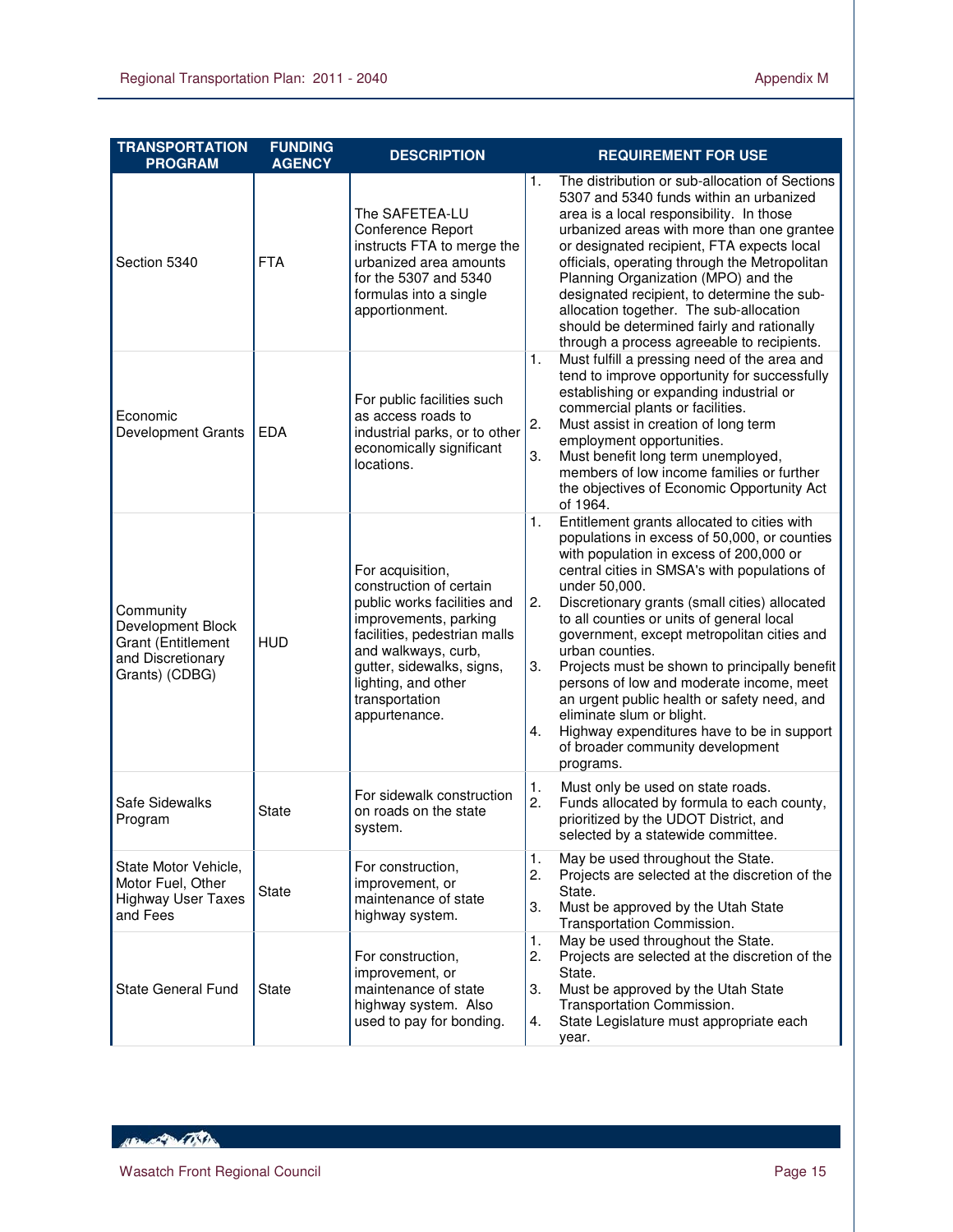| TRANSPORTATION PROGRAM | FUNDING AGENCY | DESCRIPTION | REQUIREMENT FOR USE |
|---|---|---|---|
| Section 5340 | FTA | The SAFETEA-LU Conference Report instructs FTA to merge the urbanized area amounts for the 5307 and 5340 formulas into a single apportionment. | 1. The distribution or sub-allocation of Sections 5307 and 5340 funds within an urbanized area is a local responsibility. In those urbanized areas with more than one grantee or designated recipient, FTA expects local officials, operating through the Metropolitan Planning Organization (MPO) and the designated recipient, to determine the sub-allocation together. The sub-allocation should be determined fairly and rationally through a process agreeable to recipients. |
| Economic Development Grants | EDA | For public facilities such as access roads to industrial parks, or to other economically significant locations. | 1. Must fulfill a pressing need of the area and tend to improve opportunity for successfully establishing or expanding industrial or commercial plants or facilities.<br>2. Must assist in creation of long term employment opportunities.<br>3. Must benefit long term unemployed, members of low income families or further the objectives of Economic Opportunity Act of 1964. |
| Community Development Block Grant (Entitlement and Discretionary Grants) (CDBG) | HUD | For acquisition, construction of certain public works facilities and improvements, parking facilities, pedestrian malls and walkways, curb, gutter, sidewalks, signs, lighting, and other transportation appurtenance. | 1. Entitlement grants allocated to cities with populations in excess of 50,000, or counties with population in excess of 200,000 or central cities in SMSA's with populations of under 50,000.<br>2. Discretionary grants (small cities) allocated to all counties or units of general local government, except metropolitan cities and urban counties.<br>3. Projects must be shown to principally benefit persons of low and moderate income, meet an urgent public health or safety need, and eliminate slum or blight.<br>4. Highway expenditures have to be in support of broader community development programs. |
| Safe Sidewalks Program | State | For sidewalk construction on roads on the state system. | 1. Must only be used on state roads.<br>2. Funds allocated by formula to each county, prioritized by the UDOT District, and selected by a statewide committee. |
| State Motor Vehicle, Motor Fuel, Other Highway User Taxes and Fees | State | For construction, improvement, or maintenance of state highway system. | 1. May be used throughout the State.<br>2. Projects are selected at the discretion of the State.<br>3. Must be approved by the Utah State Transportation Commission. |
| State General Fund | State | For construction, improvement, or maintenance of state highway system. Also used to pay for bonding. | 1. May be used throughout the State.<br>2. Projects are selected at the discretion of the State.<br>3. Must be approved by the Utah State Transportation Commission.<br>4. State Legislature must appropriate each year. |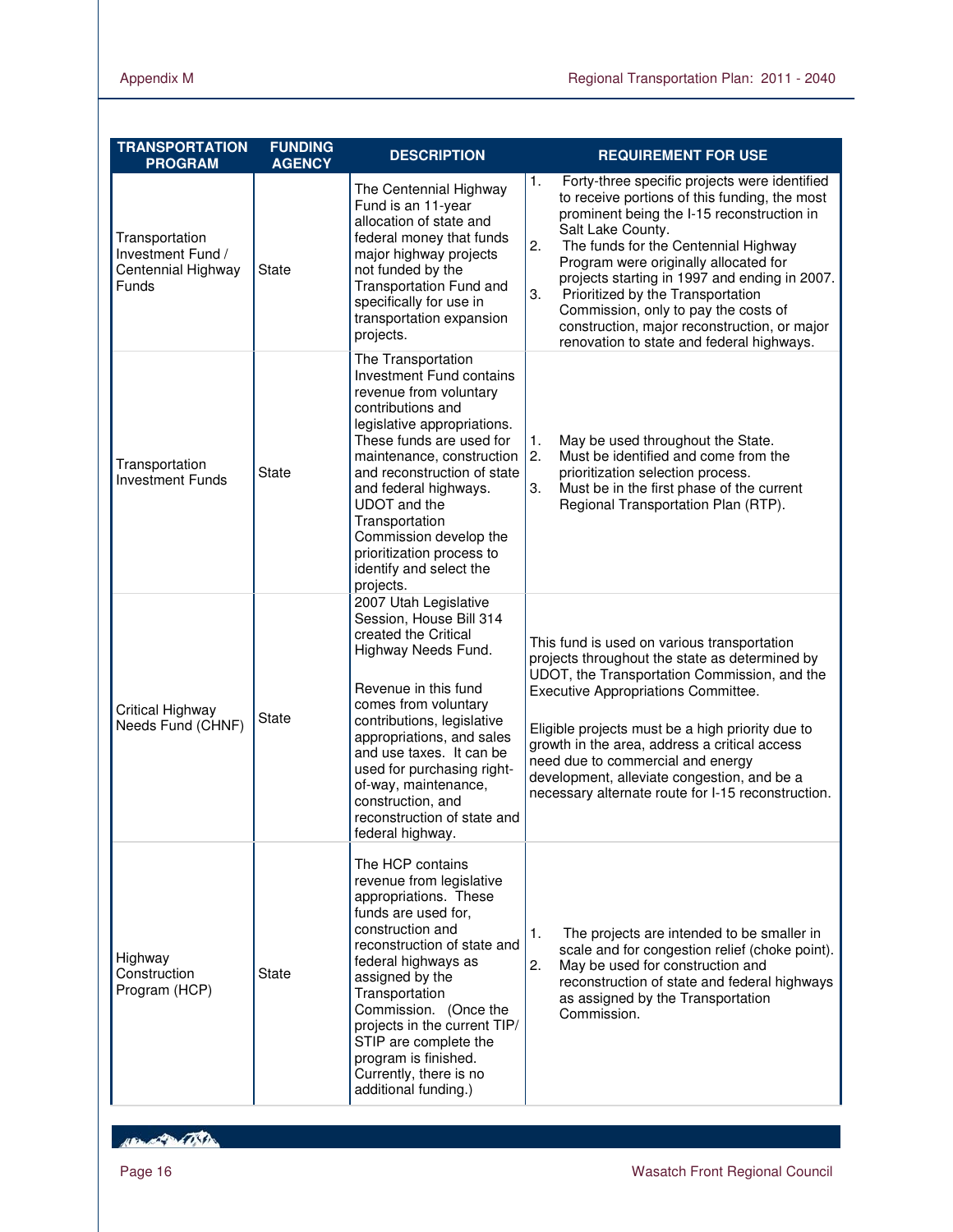| TRANSPORTATION PROGRAM | FUNDING AGENCY | DESCRIPTION | REQUIREMENT FOR USE |
|---|---|---|---|
| Transportation Investment Fund / Centennial Highway Funds | State | The Centennial Highway Fund is an 11-year allocation of state and federal money that funds major highway projects not funded by the Transportation Fund and specifically for use in transportation expansion projects. | 1. Forty-three specific projects were identified to receive portions of this funding, the most prominent being the I-15 reconstruction in Salt Lake County.<br>2. The funds for the Centennial Highway Program were originally allocated for projects starting in 1997 and ending in 2007.<br>3. Prioritized by the Transportation Commission, only to pay the costs of construction, major reconstruction, or major renovation to state and federal highways. |
| Transportation Investment Funds | State | The Transportation Investment Fund contains revenue from voluntary contributions and legislative appropriations. These funds are used for maintenance, construction and reconstruction of state and federal highways. UDOT and the Transportation Commission develop the prioritization process to identify and select the projects. | 1. May be used throughout the State.<br>2. Must be identified and come from the prioritization selection process.<br>3. Must be in the first phase of the current Regional Transportation Plan (RTP). |
| Critical Highway Needs Fund (CHNF) | State | 2007 Utah Legislative Session, House Bill 314 created the Critical Highway Needs Fund.<br><br>Revenue in this fund comes from voluntary contributions, legislative appropriations, and sales and use taxes. It can be used for purchasing right-of-way, maintenance, construction, and reconstruction of state and federal highway. | This fund is used on various transportation projects throughout the state as determined by UDOT, the Transportation Commission, and the Executive Appropriations Committee.<br><br>Eligible projects must be a high priority due to growth in the area, address a critical access need due to commercial and energy development, alleviate congestion, and be a necessary alternate route for I-15 reconstruction. |
| Highway Construction Program (HCP) | State | The HCP contains revenue from legislative appropriations. These funds are used for, construction and reconstruction of state and federal highways as assigned by the Transportation Commission. (Once the projects in the current TIP/ STIP are complete the program is finished. Currently, there is no additional funding.) | 1. The projects are intended to be smaller in scale and for congestion relief (choke point).<br>2. May be used for construction and reconstruction of state and federal highways as assigned by the Transportation Commission. |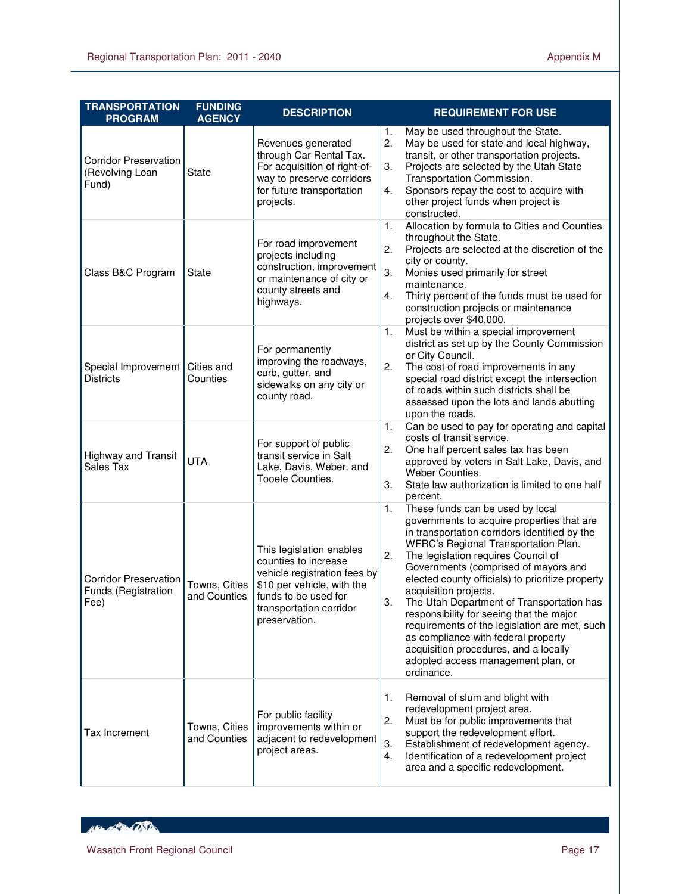| TRANSPORTATION PROGRAM | FUNDING AGENCY | DESCRIPTION | REQUIREMENT FOR USE |
|---|---|---|---|
| Corridor Preservation (Revolving Loan Fund) | State | Revenues generated through Car Rental Tax. For acquisition of right-of-way to preserve corridors for future transportation projects. | 1. May be used throughout the State.<br>2. May be used for state and local highway, transit, or other transportation projects.<br>3. Projects are selected by the Utah State Transportation Commission.<br>4. Sponsors repay the cost to acquire with other project funds when project is constructed. |
| Class B&C Program | State | For road improvement projects including construction, improvement or maintenance of city or county streets and highways. | 1. Allocation by formula to Cities and Counties throughout the State.<br>2. Projects are selected at the discretion of the city or county.<br>3. Monies used primarily for street maintenance.<br>4. Thirty percent of the funds must be used for construction projects or maintenance projects over $40,000. |
| Special Improvement Districts | Cities and Counties | For permanently improving the roadways, curb, gutter, and sidewalks on any city or county road. | 1. Must be within a special improvement district as set up by the County Commission or City Council.<br>2. The cost of road improvements in any special road district except the intersection of roads within such districts shall be assessed upon the lots and lands abutting upon the roads. |
| Highway and Transit Sales Tax | UTA | For support of public transit service in Salt Lake, Davis, Weber, and Tooele Counties. | 1. Can be used to pay for operating and capital costs of transit service.<br>2. One half percent sales tax has been approved by voters in Salt Lake, Davis, and Weber Counties.<br>3. State law authorization is limited to one half percent. |
| Corridor Preservation Funds (Registration Fee) | Towns, Cities and Counties | This legislation enables counties to increase vehicle registration fees by $10 per vehicle, with the funds to be used for transportation corridor preservation. | 1. These funds can be used by local governments to acquire properties that are in transportation corridors identified by the WFRC's Regional Transportation Plan.<br>2. The legislation requires Council of Governments (comprised of mayors and elected county officials) to prioritize property acquisition projects.<br>3. The Utah Department of Transportation has responsibility for seeing that the major requirements of the legislation are met, such as compliance with federal property acquisition procedures, and a locally adopted access management plan, or ordinance. |
| Tax Increment | Towns, Cities and Counties | For public facility improvements within or adjacent to redevelopment project areas. | 1. Removal of slum and blight with redevelopment project area.<br>2. Must be for public improvements that support the redevelopment effort.<br>3. Establishment of redevelopment agency.<br>4. Identification of a redevelopment project area and a specific redevelopment. |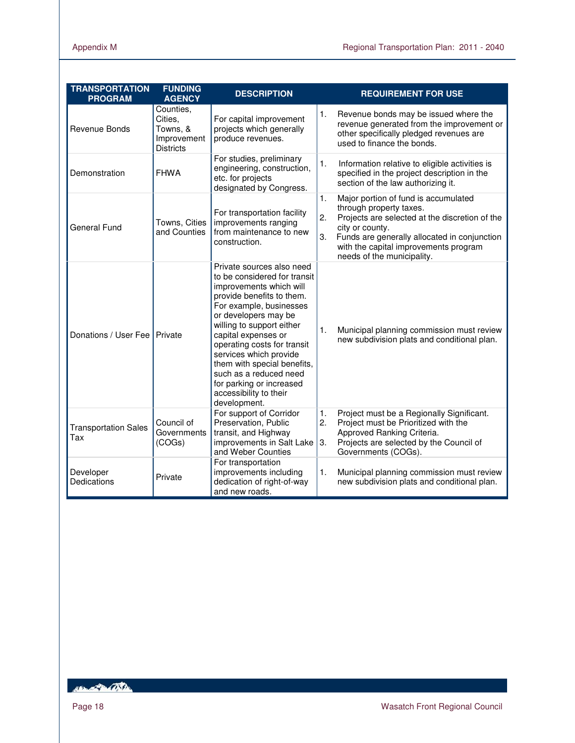| TRANSPORTATION PROGRAM | FUNDING AGENCY | DESCRIPTION | REQUIREMENT FOR USE |
|---|---|---|---|
| Revenue Bonds | Counties, Cities, Towns, & Improvement Districts | For capital improvement projects which generally produce revenues. | 1. Revenue bonds may be issued where the revenue generated from the improvement or other specifically pledged revenues are used to finance the bonds. |
| Demonstration | FHWA | For studies, preliminary engineering, construction, etc. for projects designated by Congress. | 1. Information relative to eligible activities is specified in the project description in the section of the law authorizing it. |
| General Fund | Towns, Cities and Counties | For transportation facility improvements ranging from maintenance to new construction. | 1. Major portion of fund is accumulated through property taxes.<br>2. Projects are selected at the discretion of the city or county.<br>3. Funds are generally allocated in conjunction with the capital improvements program needs of the municipality. |
| Donations / User Fee | Private | Private sources also need to be considered for transit improvements which will provide benefits to them. For example, businesses or developers may be willing to support either capital expenses or operating costs for transit services which provide them with special benefits, such as a reduced need for parking or increased accessibility to their development. | 1. Municipal planning commission must review new subdivision plats and conditional plan. |
| Transportation Sales Tax | Council of Governments (COGs) | For support of Corridor Preservation, Public transit, and Highway improvements in Salt Lake and Weber Counties | 1. Project must be a Regionally Significant.<br>2. Project must be Prioritized with the Approved Ranking Criteria.<br>3. Projects are selected by the Council of Governments (COGs). |
| Developer Dedications | Private | For transportation improvements including dedication of right-of-way and new roads. | 1. Municipal planning commission must review new subdivision plats and conditional plan. |